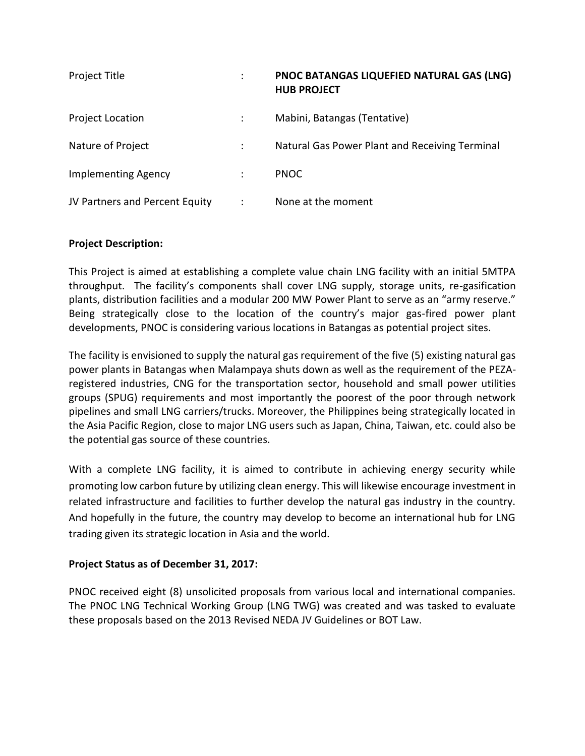| | | |
|---|---|---|
| Project Title | : | **PNOC BATANGAS LIQUEFIED NATURAL GAS (LNG) HUB PROJECT** |
| Project Location | : | Mabini, Batangas (Tentative) |
| Nature of Project | : | Natural Gas Power Plant and Receiving Terminal |
| Implementing Agency | : | PNOC |
| JV Partners and Percent Equity | : | None at the moment |

**Project Description:**

This Project is aimed at establishing a complete value chain LNG facility with an initial 5MTPA throughput. The facility's components shall cover LNG supply, storage units, re-gasification plants, distribution facilities and a modular 200 MW Power Plant to serve as an "army reserve." Being strategically close to the location of the country's major gas-fired power plant developments, PNOC is considering various locations in Batangas as potential project sites.

The facility is envisioned to supply the natural gas requirement of the five (5) existing natural gas power plants in Batangas when Malampaya shuts down as well as the requirement of the PEZA-registered industries, CNG for the transportation sector, household and small power utilities groups (SPUG) requirements and most importantly the poorest of the poor through network pipelines and small LNG carriers/trucks. Moreover, the Philippines being strategically located in the Asia Pacific Region, close to major LNG users such as Japan, China, Taiwan, etc. could also be the potential gas source of these countries.

With a complete LNG facility, it is aimed to contribute in achieving energy security while promoting low carbon future by utilizing clean energy. This will likewise encourage investment in related infrastructure and facilities to further develop the natural gas industry in the country. And hopefully in the future, the country may develop to become an international hub for LNG trading given its strategic location in Asia and the world.

**Project Status as of December 31, 2017:**

PNOC received eight (8) unsolicited proposals from various local and international companies. The PNOC LNG Technical Working Group (LNG TWG) was created and was tasked to evaluate these proposals based on the 2013 Revised NEDA JV Guidelines or BOT Law.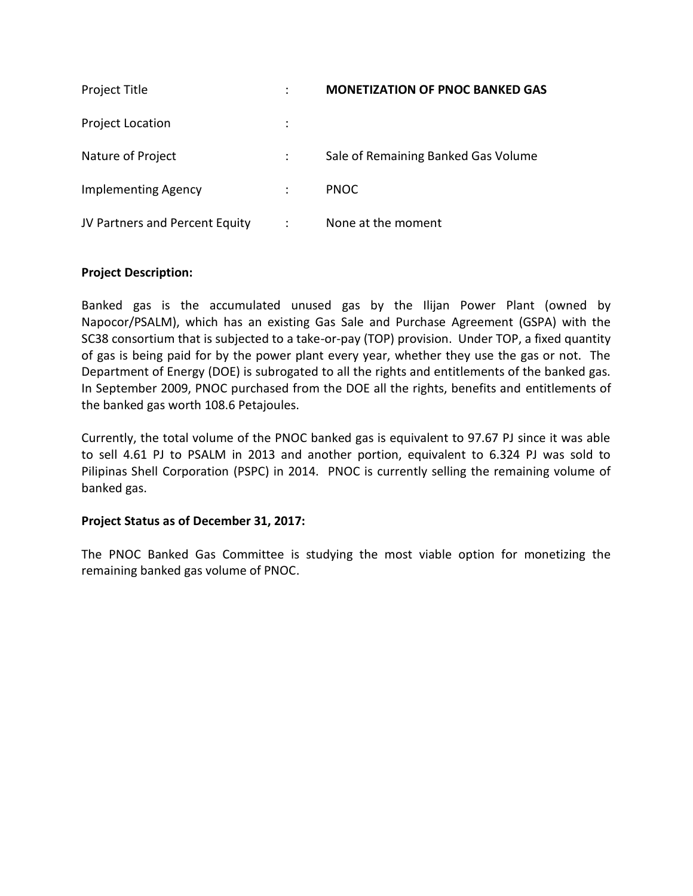| | | |
|---|---|---|
| Project Title | : | **MONETIZATION OF PNOC BANKED GAS** |
| Project Location | : | |
| Nature of Project | : | Sale of Remaining Banked Gas Volume |
| Implementing Agency | : | PNOC |
| JV Partners and Percent Equity | : | None at the moment |

**Project Description:**

Banked gas is the accumulated unused gas by the Ilijan Power Plant (owned by Napocor/PSALM), which has an existing Gas Sale and Purchase Agreement (GSPA) with the SC38 consortium that is subjected to a take-or-pay (TOP) provision. Under TOP, a fixed quantity of gas is being paid for by the power plant every year, whether they use the gas or not. The Department of Energy (DOE) is subrogated to all the rights and entitlements of the banked gas. In September 2009, PNOC purchased from the DOE all the rights, benefits and entitlements of the banked gas worth 108.6 Petajoules.

Currently, the total volume of the PNOC banked gas is equivalent to 97.67 PJ since it was able to sell 4.61 PJ to PSALM in 2013 and another portion, equivalent to 6.324 PJ was sold to Pilipinas Shell Corporation (PSPC) in 2014. PNOC is currently selling the remaining volume of banked gas.

**Project Status as of December 31, 2017:**

The PNOC Banked Gas Committee is studying the most viable option for monetizing the remaining banked gas volume of PNOC.